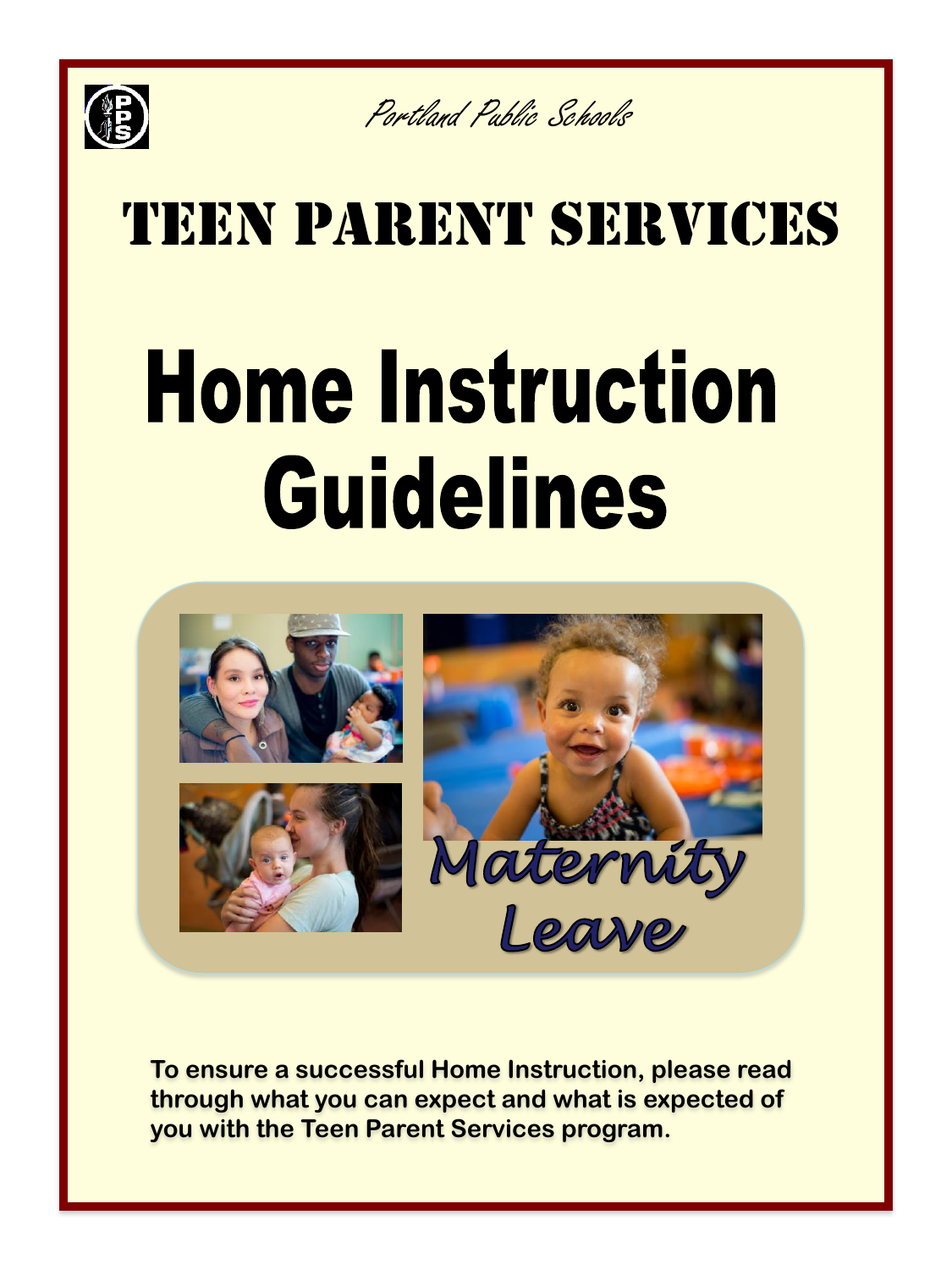Portland Public Schools

# TEEN PARENT SERVICES

# Home Instruction Guidelines

*Maternity Leave*

**To ensure a successful Home Instruction, please read through what you can expect and what is expected of you with the Teen Parent Services program.**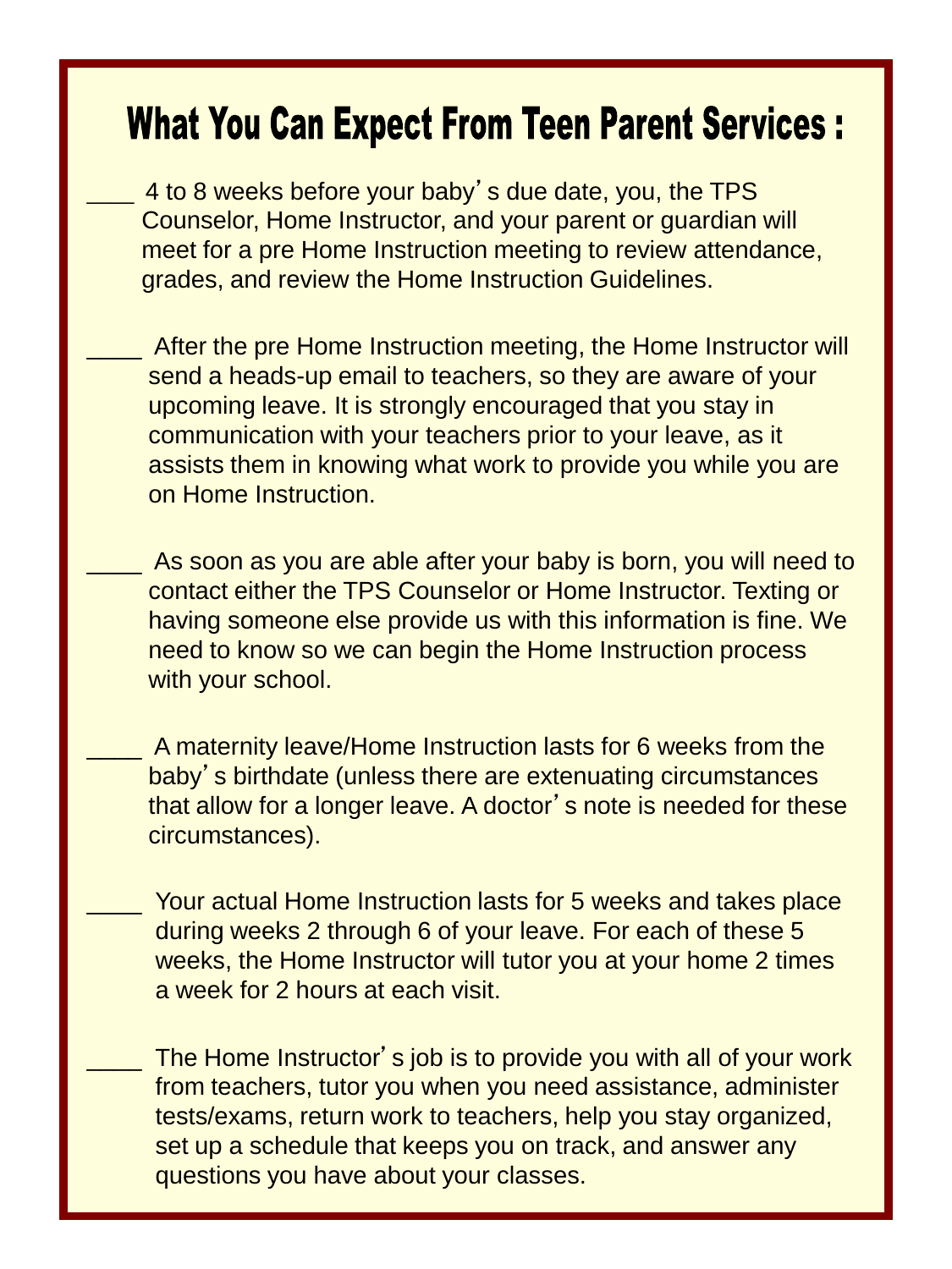# What You Can Expect From Teen Parent Services :

___ 4 to 8 weeks before your baby's due date, you, the TPS Counselor, Home Instructor, and your parent or guardian will meet for a pre Home Instruction meeting to review attendance, grades, and review the Home Instruction Guidelines.

____ After the pre Home Instruction meeting, the Home Instructor will send a heads-up email to teachers, so they are aware of your upcoming leave. It is strongly encouraged that you stay in communication with your teachers prior to your leave, as it assists them in knowing what work to provide you while you are on Home Instruction.

____ As soon as you are able after your baby is born, you will need to contact either the TPS Counselor or Home Instructor. Texting or having someone else provide us with this information is fine. We need to know so we can begin the Home Instruction process with your school.

____ A maternity leave/Home Instruction lasts for 6 weeks from the baby's birthdate (unless there are extenuating circumstances that allow for a longer leave. A doctor's note is needed for these circumstances).

____ Your actual Home Instruction lasts for 5 weeks and takes place during weeks 2 through 6 of your leave. For each of these 5 weeks, the Home Instructor will tutor you at your home 2 times a week for 2 hours at each visit.

____ The Home Instructor's job is to provide you with all of your work from teachers, tutor you when you need assistance, administer tests/exams, return work to teachers, help you stay organized, set up a schedule that keeps you on track, and answer any questions you have about your classes.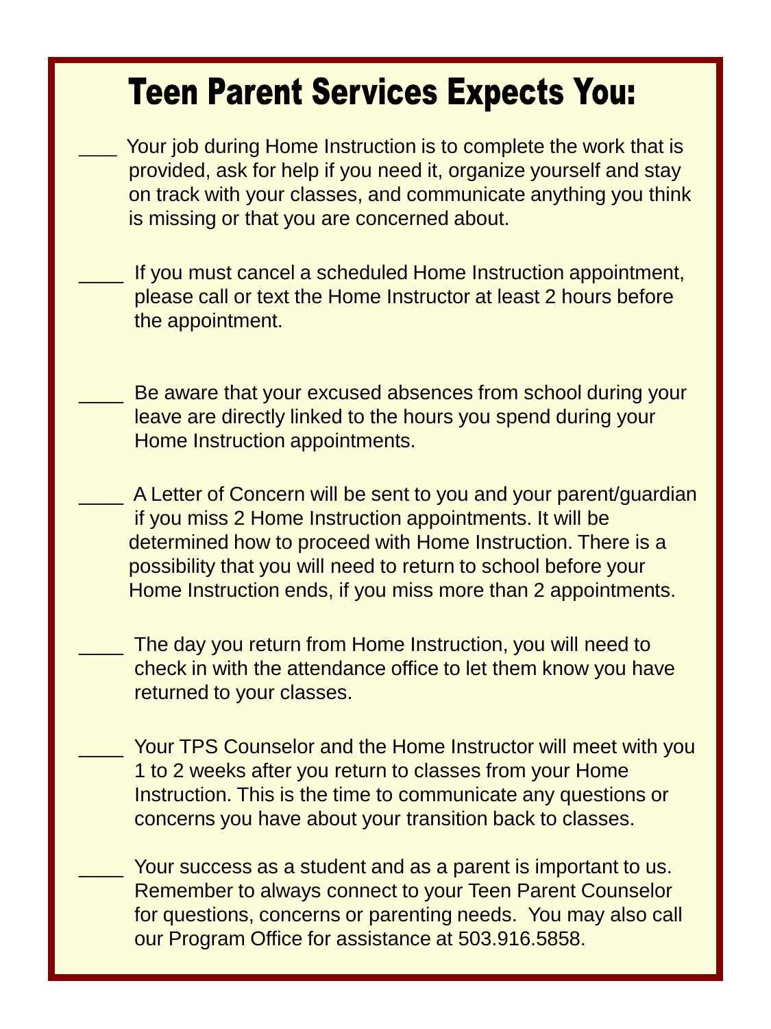# Teen Parent Services Expects You:

___ Your job during Home Instruction is to complete the work that is provided, ask for help if you need it, organize yourself and stay on track with your classes, and communicate anything you think is missing or that you are concerned about.

____ If you must cancel a scheduled Home Instruction appointment, please call or text the Home Instructor at least 2 hours before the appointment.

____ Be aware that your excused absences from school during your leave are directly linked to the hours you spend during your Home Instruction appointments.

____ A Letter of Concern will be sent to you and your parent/guardian if you miss 2 Home Instruction appointments. It will be determined how to proceed with Home Instruction. There is a possibility that you will need to return to school before your Home Instruction ends, if you miss more than 2 appointments.

____ The day you return from Home Instruction, you will need to check in with the attendance office to let them know you have returned to your classes.

____ Your TPS Counselor and the Home Instructor will meet with you 1 to 2 weeks after you return to classes from your Home Instruction. This is the time to communicate any questions or concerns you have about your transition back to classes.

____ Your success as a student and as a parent is important to us. Remember to always connect to your Teen Parent Counselor for questions, concerns or parenting needs. You may also call our Program Office for assistance at 503.916.5858.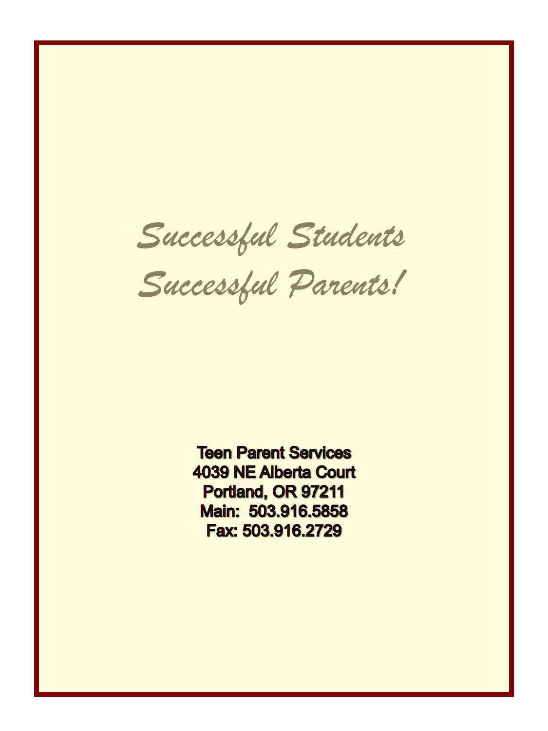*Successful Students*
*Successful Parents!*

**Teen Parent Services**
**4039 NE Alberta Court**
**Portland, OR 97211**
**Main: 503.916.5858**
**Fax: 503.916.2729**